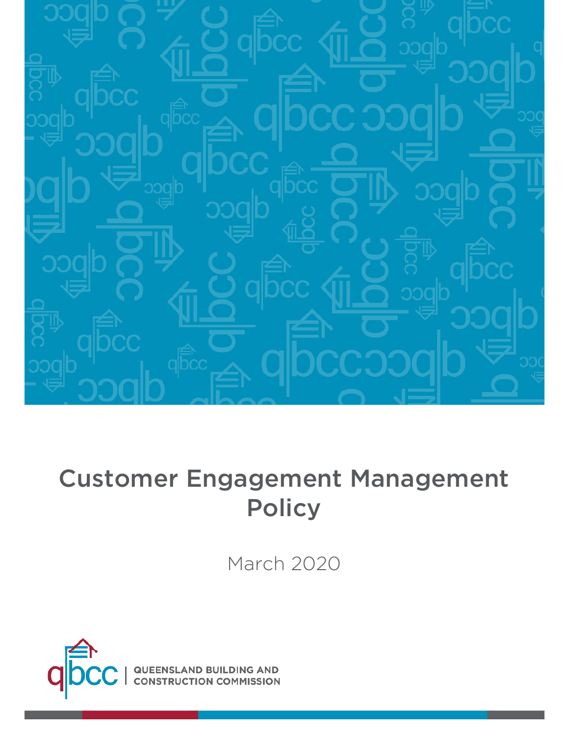# Customer Engagement Management Policy

March 2020

QUEENSLAND BUILDING AND CONSTRUCTION COMMISSION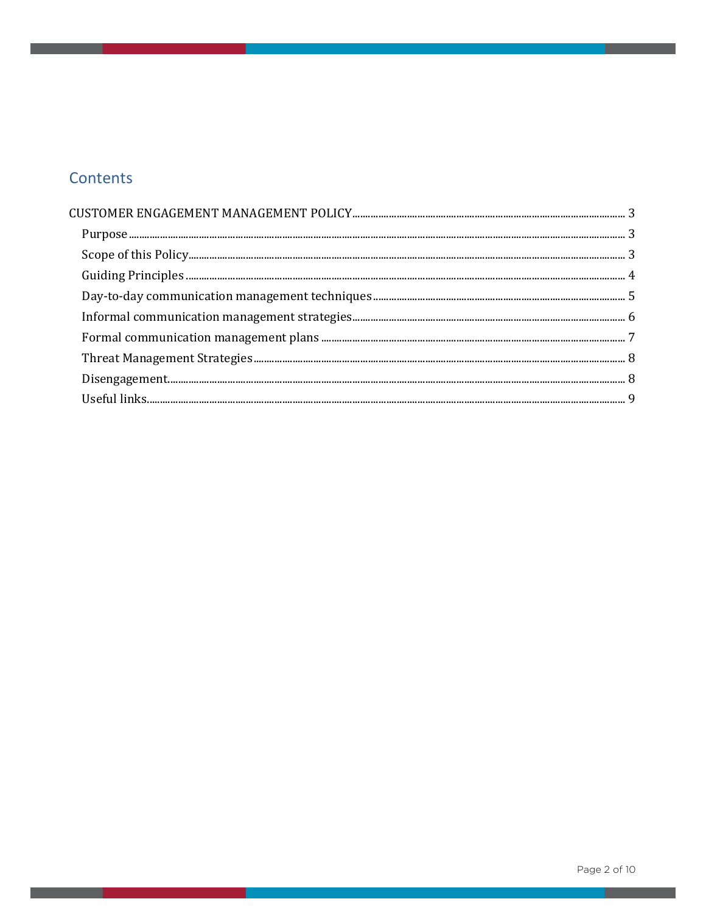## Contents

- CUSTOMER ENGAGEMENT MANAGEMENT POLICY ..... 3
  - Purpose ..... 3
  - Scope of this Policy ..... 3
  - Guiding Principles ..... 4
  - Day-to-day communication management techniques ..... 5
  - Informal communication management strategies ..... 6
  - Formal communication management plans ..... 7
  - Threat Management Strategies ..... 8
  - Disengagement ..... 8
  - Useful links ..... 9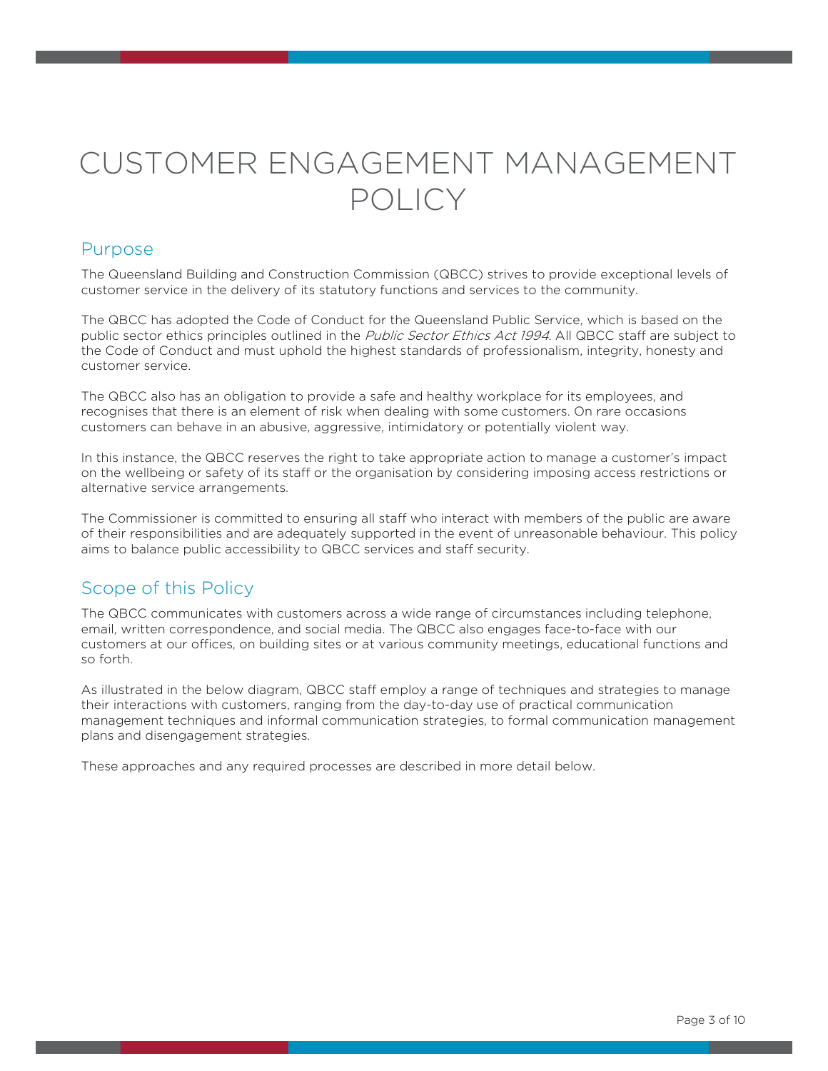# CUSTOMER ENGAGEMENT MANAGEMENT POLICY

## Purpose

The Queensland Building and Construction Commission (QBCC) strives to provide exceptional levels of customer service in the delivery of its statutory functions and services to the community.

The QBCC has adopted the Code of Conduct for the Queensland Public Service, which is based on the public sector ethics principles outlined in the *Public Sector Ethics Act 1994*. All QBCC staff are subject to the Code of Conduct and must uphold the highest standards of professionalism, integrity, honesty and customer service.

The QBCC also has an obligation to provide a safe and healthy workplace for its employees, and recognises that there is an element of risk when dealing with some customers. On rare occasions customers can behave in an abusive, aggressive, intimidatory or potentially violent way.

In this instance, the QBCC reserves the right to take appropriate action to manage a customer's impact on the wellbeing or safety of its staff or the organisation by considering imposing access restrictions or alternative service arrangements.

The Commissioner is committed to ensuring all staff who interact with members of the public are aware of their responsibilities and are adequately supported in the event of unreasonable behaviour. This policy aims to balance public accessibility to QBCC services and staff security.

## Scope of this Policy

The QBCC communicates with customers across a wide range of circumstances including telephone, email, written correspondence, and social media. The QBCC also engages face-to-face with our customers at our offices, on building sites or at various community meetings, educational functions and so forth.

As illustrated in the below diagram, QBCC staff employ a range of techniques and strategies to manage their interactions with customers, ranging from the day-to-day use of practical communication management techniques and informal communication strategies, to formal communication management plans and disengagement strategies.

These approaches and any required processes are described in more detail below.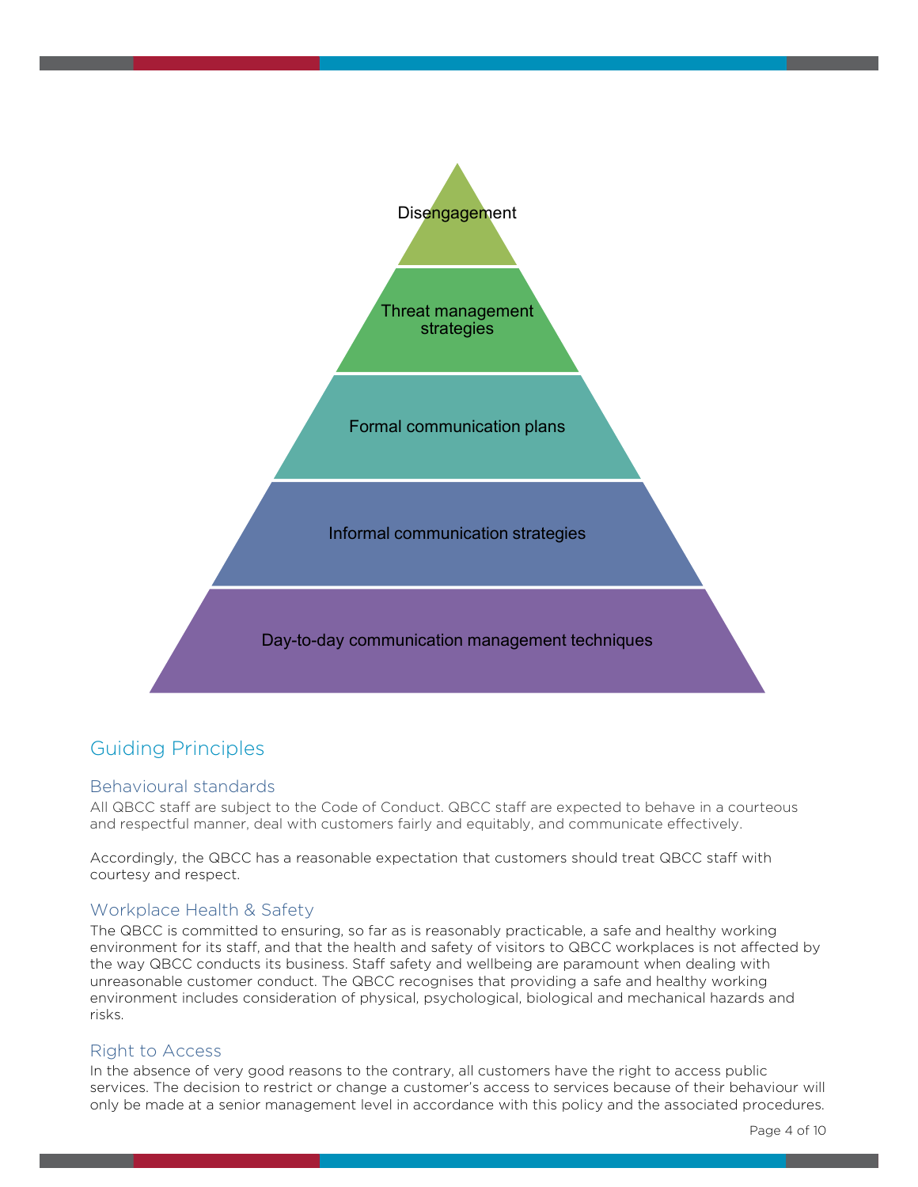Disengagement

Threat management strategies

Formal communication plans

Informal communication strategies

Day-to-day communication management techniques

## Guiding Principles

### Behavioural standards

All QBCC staff are subject to the Code of Conduct. QBCC staff are expected to behave in a courteous and respectful manner, deal with customers fairly and equitably, and communicate effectively.

Accordingly, the QBCC has a reasonable expectation that customers should treat QBCC staff with courtesy and respect.

### Workplace Health & Safety

The QBCC is committed to ensuring, so far as is reasonably practicable, a safe and healthy working environment for its staff, and that the health and safety of visitors to QBCC workplaces is not affected by the way QBCC conducts its business. Staff safety and wellbeing are paramount when dealing with unreasonable customer conduct. The QBCC recognises that providing a safe and healthy working environment includes consideration of physical, psychological, biological and mechanical hazards and risks.

### Right to Access

In the absence of very good reasons to the contrary, all customers have the right to access public services. The decision to restrict or change a customer's access to services because of their behaviour will only be made at a senior management level in accordance with this policy and the associated procedures.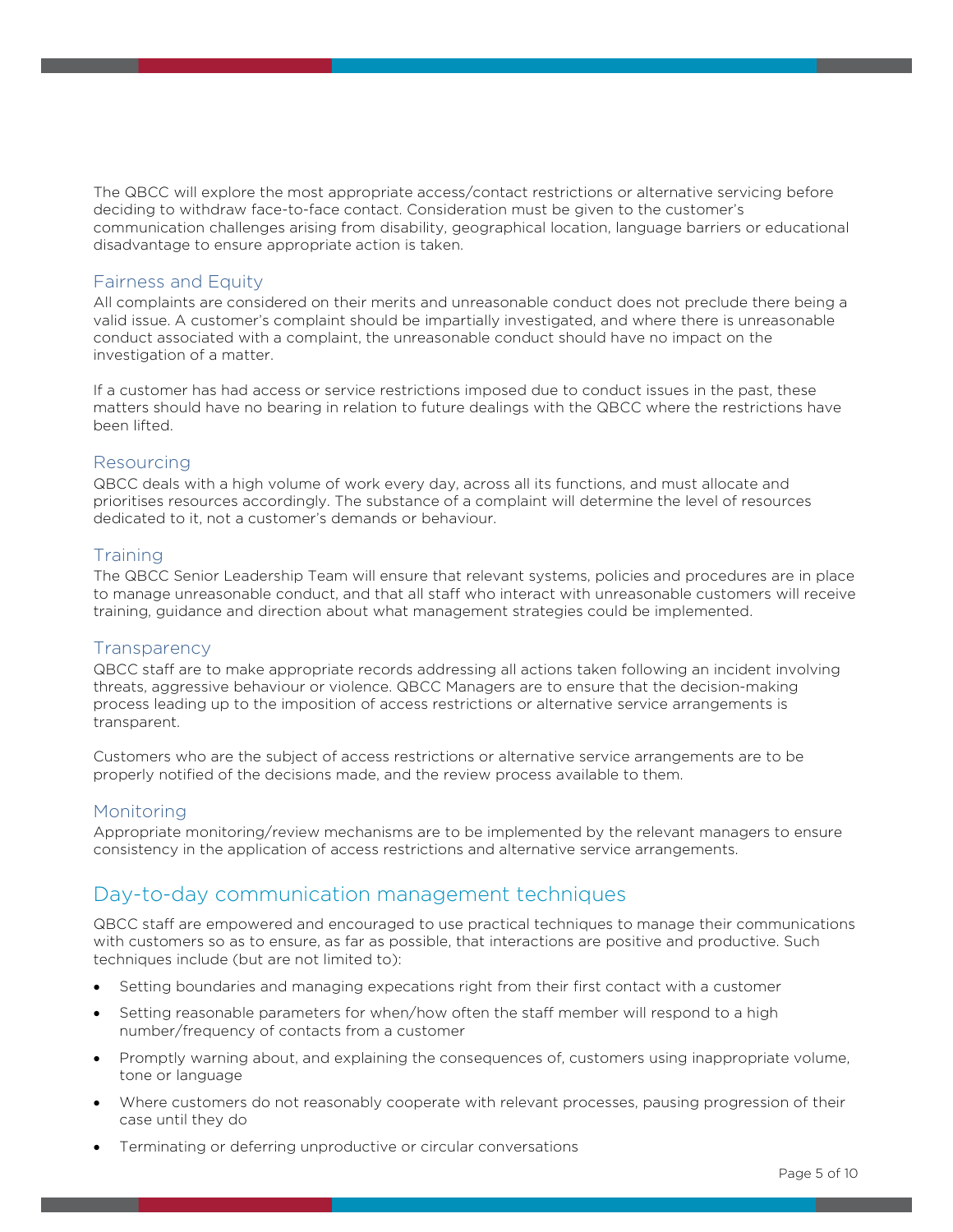The QBCC will explore the most appropriate access/contact restrictions or alternative servicing before deciding to withdraw face-to-face contact. Consideration must be given to the customer's communication challenges arising from disability, geographical location, language barriers or educational disadvantage to ensure appropriate action is taken.

### Fairness and Equity

All complaints are considered on their merits and unreasonable conduct does not preclude there being a valid issue. A customer's complaint should be impartially investigated, and where there is unreasonable conduct associated with a complaint, the unreasonable conduct should have no impact on the investigation of a matter.

If a customer has had access or service restrictions imposed due to conduct issues in the past, these matters should have no bearing in relation to future dealings with the QBCC where the restrictions have been lifted.

### Resourcing

QBCC deals with a high volume of work every day, across all its functions, and must allocate and prioritises resources accordingly. The substance of a complaint will determine the level of resources dedicated to it, not a customer's demands or behaviour.

### Training

The QBCC Senior Leadership Team will ensure that relevant systems, policies and procedures are in place to manage unreasonable conduct, and that all staff who interact with unreasonable customers will receive training, guidance and direction about what management strategies could be implemented.

### Transparency

QBCC staff are to make appropriate records addressing all actions taken following an incident involving threats, aggressive behaviour or violence. QBCC Managers are to ensure that the decision-making process leading up to the imposition of access restrictions or alternative service arrangements is transparent.

Customers who are the subject of access restrictions or alternative service arrangements are to be properly notified of the decisions made, and the review process available to them.

### Monitoring

Appropriate monitoring/review mechanisms are to be implemented by the relevant managers to ensure consistency in the application of access restrictions and alternative service arrangements.

## Day-to-day communication management techniques

QBCC staff are empowered and encouraged to use practical techniques to manage their communications with customers so as to ensure, as far as possible, that interactions are positive and productive. Such techniques include (but are not limited to):

- Setting boundaries and managing expecations right from their first contact with a customer
- Setting reasonable parameters for when/how often the staff member will respond to a high number/frequency of contacts from a customer
- Promptly warning about, and explaining the consequences of, customers using inappropriate volume, tone or language
- Where customers do not reasonably cooperate with relevant processes, pausing progression of their case until they do
- Terminating or deferring unproductive or circular conversations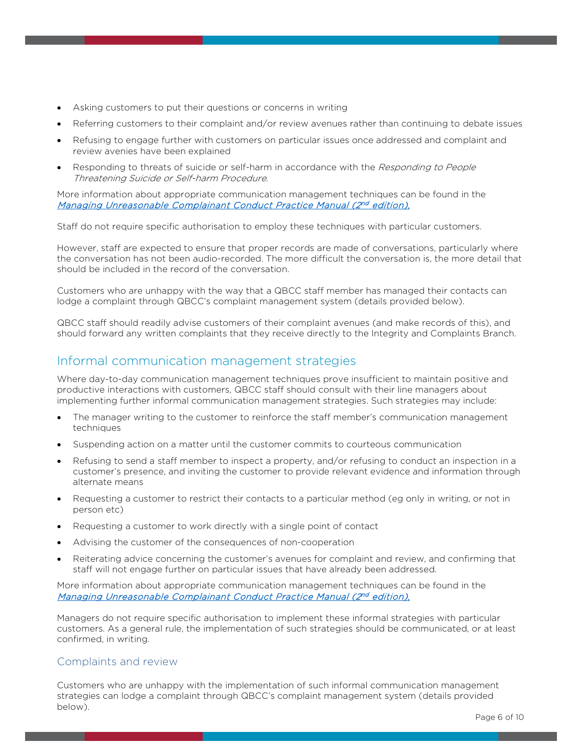- Asking customers to put their questions or concerns in writing
- Referring customers to their complaint and/or review avenues rather than continuing to debate issues
- Refusing to engage further with customers on particular issues once addressed and complaint and review avenies have been explained
- Responding to threats of suicide or self-harm in accordance with the *Responding to People Threatening Suicide or Self-harm Procedure*.

More information about appropriate communication management techniques can be found in the [*Managing Unreasonable Complainant Conduct Practice Manual (2nd edition).*]()

Staff do not require specific authorisation to employ these techniques with particular customers.

However, staff are expected to ensure that proper records are made of conversations, particularly where the conversation has not been audio-recorded. The more difficult the conversation is, the more detail that should be included in the record of the conversation.

Customers who are unhappy with the way that a QBCC staff member has managed their contacts can lodge a complaint through QBCC's complaint management system (details provided below).

QBCC staff should readily advise customers of their complaint avenues (and make records of this), and should forward any written complaints that they receive directly to the Integrity and Complaints Branch.

## Informal communication management strategies

Where day-to-day communication management techniques prove insufficient to maintain positive and productive interactions with customers, QBCC staff should consult with their line managers about implementing further informal communication management strategies. Such strategies may include:

- The manager writing to the customer to reinforce the staff member's communication management techniques
- Suspending action on a matter until the customer commits to courteous communication
- Refusing to send a staff member to inspect a property, and/or refusing to conduct an inspection in a customer's presence, and inviting the customer to provide relevant evidence and information through alternate means
- Requesting a customer to restrict their contacts to a particular method (eg only in writing, or not in person etc)
- Requesting a customer to work directly with a single point of contact
- Advising the customer of the consequences of non-cooperation
- Reiterating advice concerning the customer's avenues for complaint and review, and confirming that staff will not engage further on particular issues that have already been addressed.

More information about appropriate communication management techniques can be found in the [*Managing Unreasonable Complainant Conduct Practice Manual (2nd edition).*]()

Managers do not require specific authorisation to implement these informal strategies with particular customers. As a general rule, the implementation of such strategies should be communicated, or at least confirmed, in writing.

### Complaints and review

Customers who are unhappy with the implementation of such informal communication management strategies can lodge a complaint through QBCC's complaint management system (details provided below).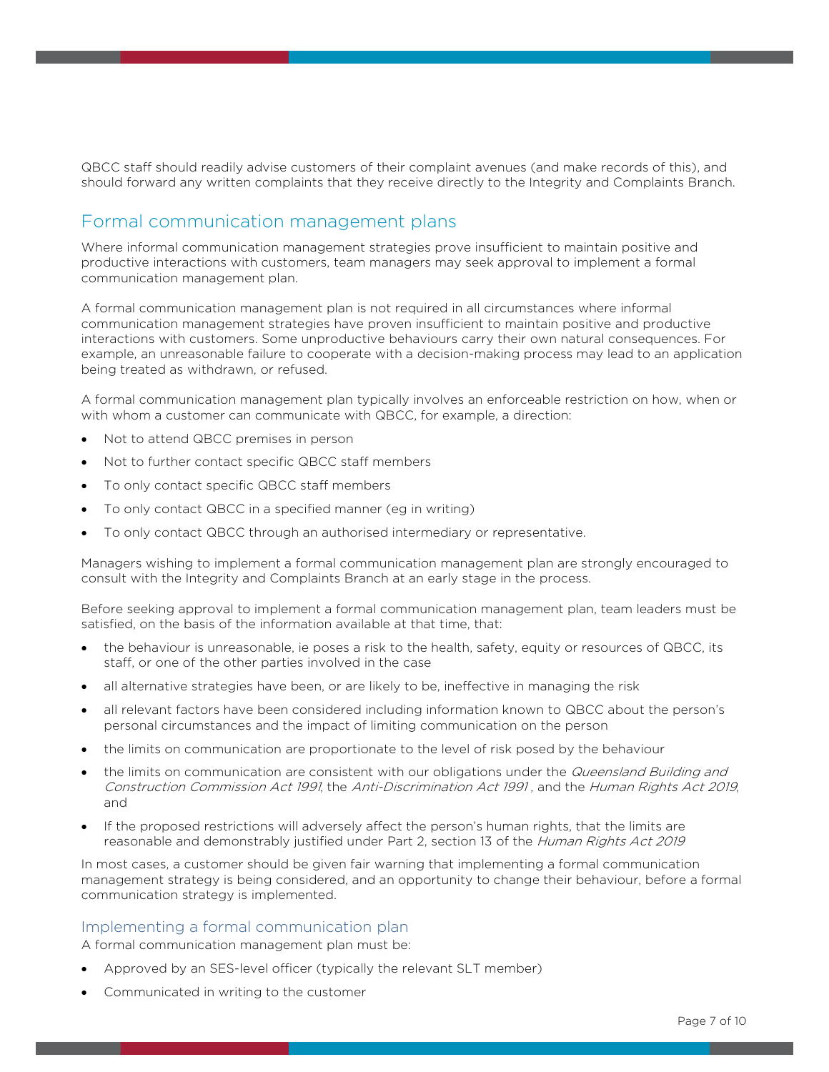QBCC staff should readily advise customers of their complaint avenues (and make records of this), and should forward any written complaints that they receive directly to the Integrity and Complaints Branch.

## Formal communication management plans

Where informal communication management strategies prove insufficient to maintain positive and productive interactions with customers, team managers may seek approval to implement a formal communication management plan.

A formal communication management plan is not required in all circumstances where informal communication management strategies have proven insufficient to maintain positive and productive interactions with customers. Some unproductive behaviours carry their own natural consequences. For example, an unreasonable failure to cooperate with a decision-making process may lead to an application being treated as withdrawn, or refused.

A formal communication management plan typically involves an enforceable restriction on how, when or with whom a customer can communicate with QBCC, for example, a direction:

- Not to attend QBCC premises in person
- Not to further contact specific QBCC staff members
- To only contact specific QBCC staff members
- To only contact QBCC in a specified manner (eg in writing)
- To only contact QBCC through an authorised intermediary or representative.

Managers wishing to implement a formal communication management plan are strongly encouraged to consult with the Integrity and Complaints Branch at an early stage in the process.

Before seeking approval to implement a formal communication management plan, team leaders must be satisfied, on the basis of the information available at that time, that:

- the behaviour is unreasonable, ie poses a risk to the health, safety, equity or resources of QBCC, its staff, or one of the other parties involved in the case
- all alternative strategies have been, or are likely to be, ineffective in managing the risk
- all relevant factors have been considered including information known to QBCC about the person's personal circumstances and the impact of limiting communication on the person
- the limits on communication are proportionate to the level of risk posed by the behaviour
- the limits on communication are consistent with our obligations under the *Queensland Building and Construction Commission Act 1991*, the *Anti-Discrimination Act 1991* , and the *Human Rights Act 2019*, and
- If the proposed restrictions will adversely affect the person's human rights, that the limits are reasonable and demonstrably justified under Part 2, section 13 of the *Human Rights Act 2019*

In most cases, a customer should be given fair warning that implementing a formal communication management strategy is being considered, and an opportunity to change their behaviour, before a formal communication strategy is implemented.

### Implementing a formal communication plan

A formal communication management plan must be:

- Approved by an SES-level officer (typically the relevant SLT member)
- Communicated in writing to the customer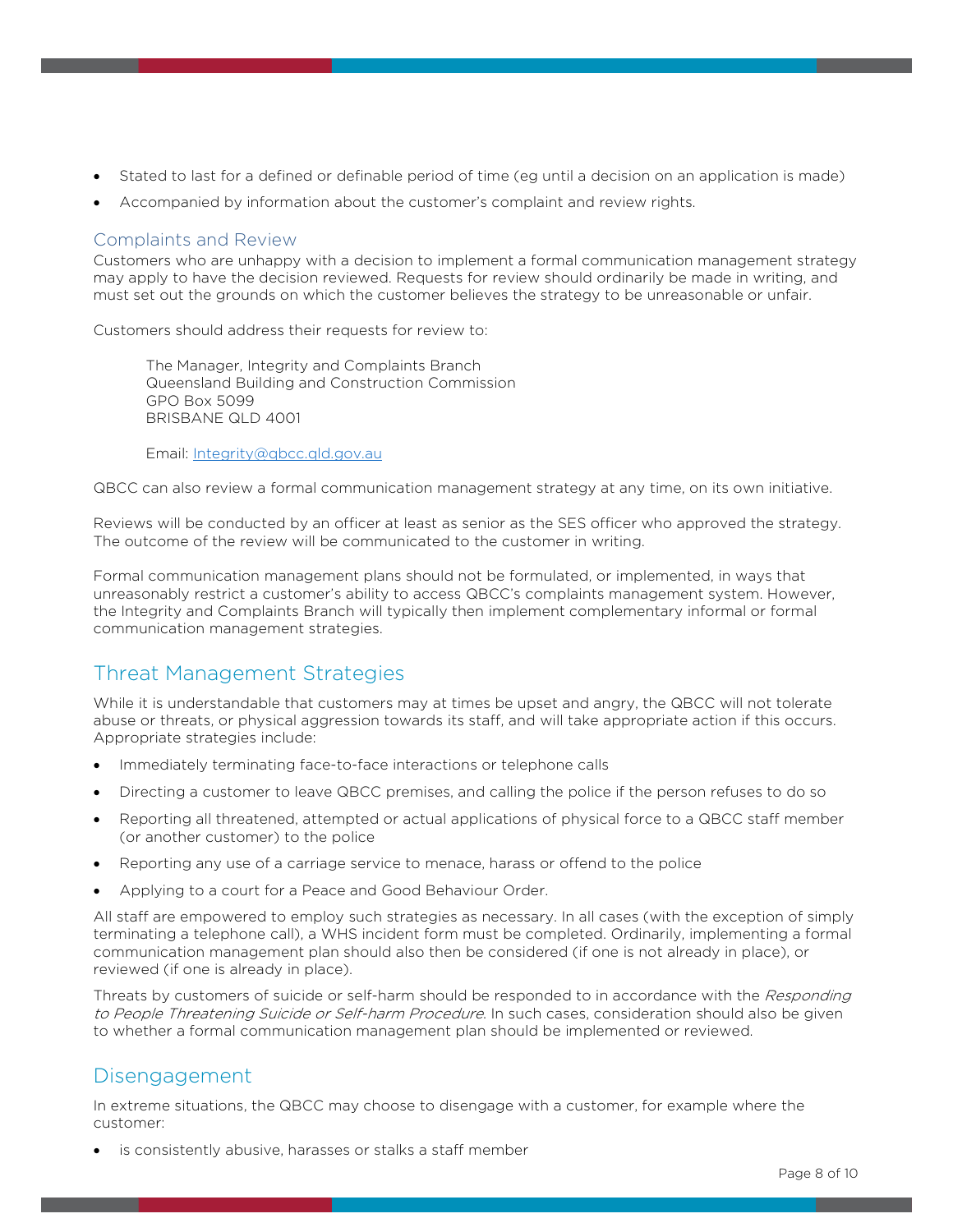- Stated to last for a defined or definable period of time (eg until a decision on an application is made)
- Accompanied by information about the customer's complaint and review rights.

### Complaints and Review

Customers who are unhappy with a decision to implement a formal communication management strategy may apply to have the decision reviewed. Requests for review should ordinarily be made in writing, and must set out the grounds on which the customer believes the strategy to be unreasonable or unfair.

Customers should address their requests for review to:

> The Manager, Integrity and Complaints Branch
> Queensland Building and Construction Commission
> GPO Box 5099
> BRISBANE QLD 4001
>
> Email: [Integrity@qbcc.qld.gov.au](mailto:Integrity@qbcc.qld.gov.au)

QBCC can also review a formal communication management strategy at any time, on its own initiative.

Reviews will be conducted by an officer at least as senior as the SES officer who approved the strategy. The outcome of the review will be communicated to the customer in writing.

Formal communication management plans should not be formulated, or implemented, in ways that unreasonably restrict a customer's ability to access QBCC's complaints management system. However, the Integrity and Complaints Branch will typically then implement complementary informal or formal communication management strategies.

## Threat Management Strategies

While it is understandable that customers may at times be upset and angry, the QBCC will not tolerate abuse or threats, or physical aggression towards its staff, and will take appropriate action if this occurs. Appropriate strategies include:

- Immediately terminating face-to-face interactions or telephone calls
- Directing a customer to leave QBCC premises, and calling the police if the person refuses to do so
- Reporting all threatened, attempted or actual applications of physical force to a QBCC staff member (or another customer) to the police
- Reporting any use of a carriage service to menace, harass or offend to the police
- Applying to a court for a Peace and Good Behaviour Order.

All staff are empowered to employ such strategies as necessary. In all cases (with the exception of simply terminating a telephone call), a WHS incident form must be completed. Ordinarily, implementing a formal communication management plan should also then be considered (if one is not already in place), or reviewed (if one is already in place).

Threats by customers of suicide or self-harm should be responded to in accordance with the *Responding to People Threatening Suicide or Self-harm Procedure*. In such cases, consideration should also be given to whether a formal communication management plan should be implemented or reviewed.

## Disengagement

In extreme situations, the QBCC may choose to disengage with a customer, for example where the customer:

- is consistently abusive, harasses or stalks a staff member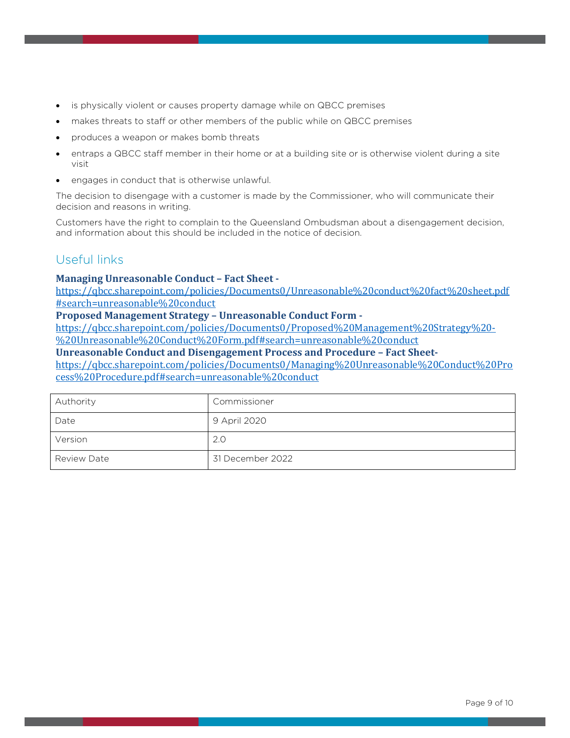- is physically violent or causes property damage while on QBCC premises
- makes threats to staff or other members of the public while on QBCC premises
- produces a weapon or makes bomb threats
- entraps a QBCC staff member in their home or at a building site or is otherwise violent during a site visit
- engages in conduct that is otherwise unlawful.

The decision to disengage with a customer is made by the Commissioner, who will communicate their decision and reasons in writing.

Customers have the right to complain to the Queensland Ombudsman about a disengagement decision, and information about this should be included in the notice of decision.

## Useful links

**Managing Unreasonable Conduct – Fact Sheet -**
https://qbcc.sharepoint.com/policies/Documents0/Unreasonable%20conduct%20fact%20sheet.pdf#search=unreasonable%20conduct

**Proposed Management Strategy – Unreasonable Conduct Form -**
https://qbcc.sharepoint.com/policies/Documents0/Proposed%20Management%20Strategy%20-%20Unreasonable%20Conduct%20Form.pdf#search=unreasonable%20conduct

**Unreasonable Conduct and Disengagement Process and Procedure – Fact Sheet-**
https://qbcc.sharepoint.com/policies/Documents0/Managing%20Unreasonable%20Conduct%20Process%20Procedure.pdf#search=unreasonable%20conduct

| Authority | Commissioner |
|---|---|
| Date | 9 April 2020 |
| Version | 2.0 |
| Review Date | 31 December 2022 |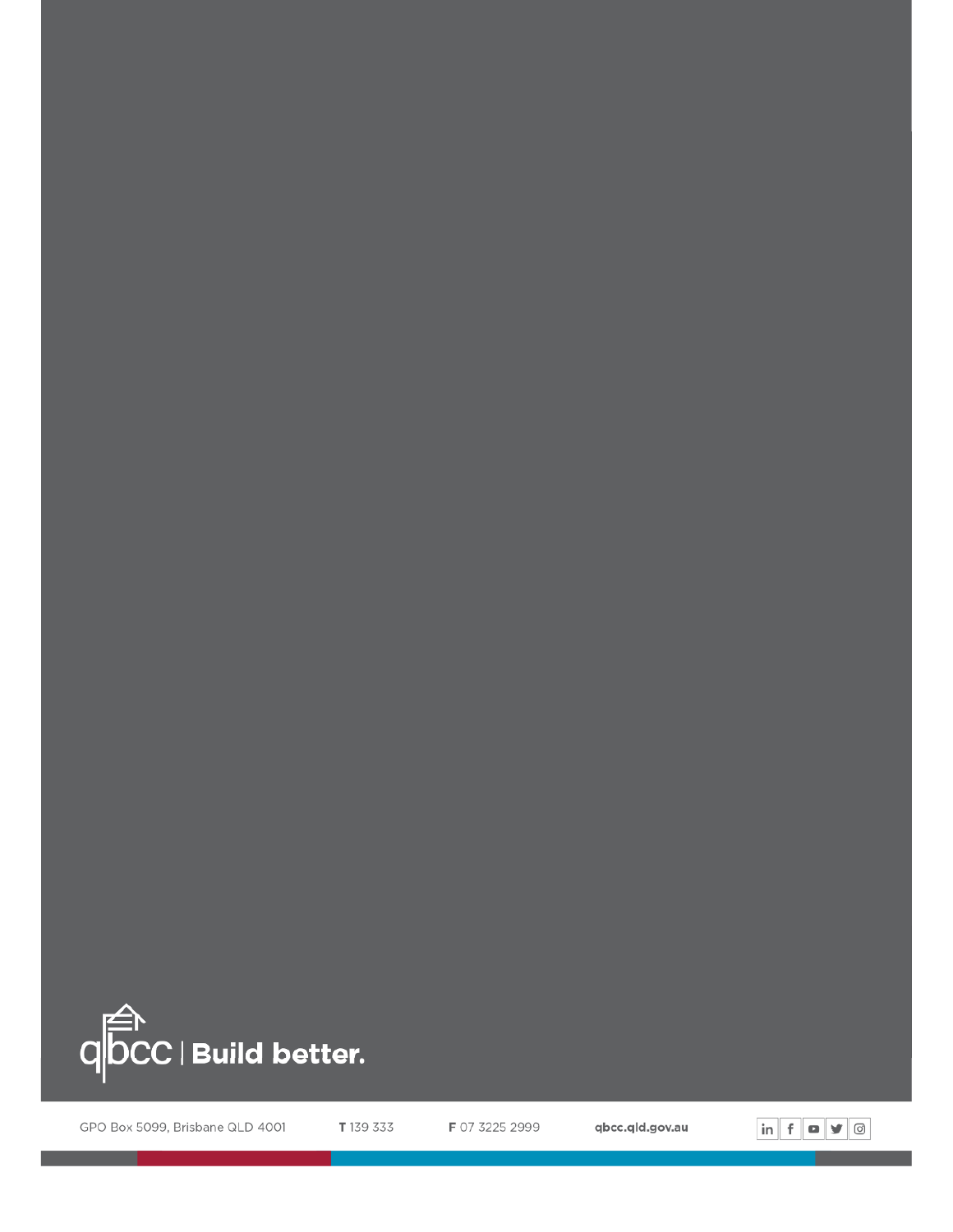qbcc | Build better.

GPO Box 5099, Brisbane QLD 4001 T 139 333 F 07 3225 2999 qbcc.qld.gov.au